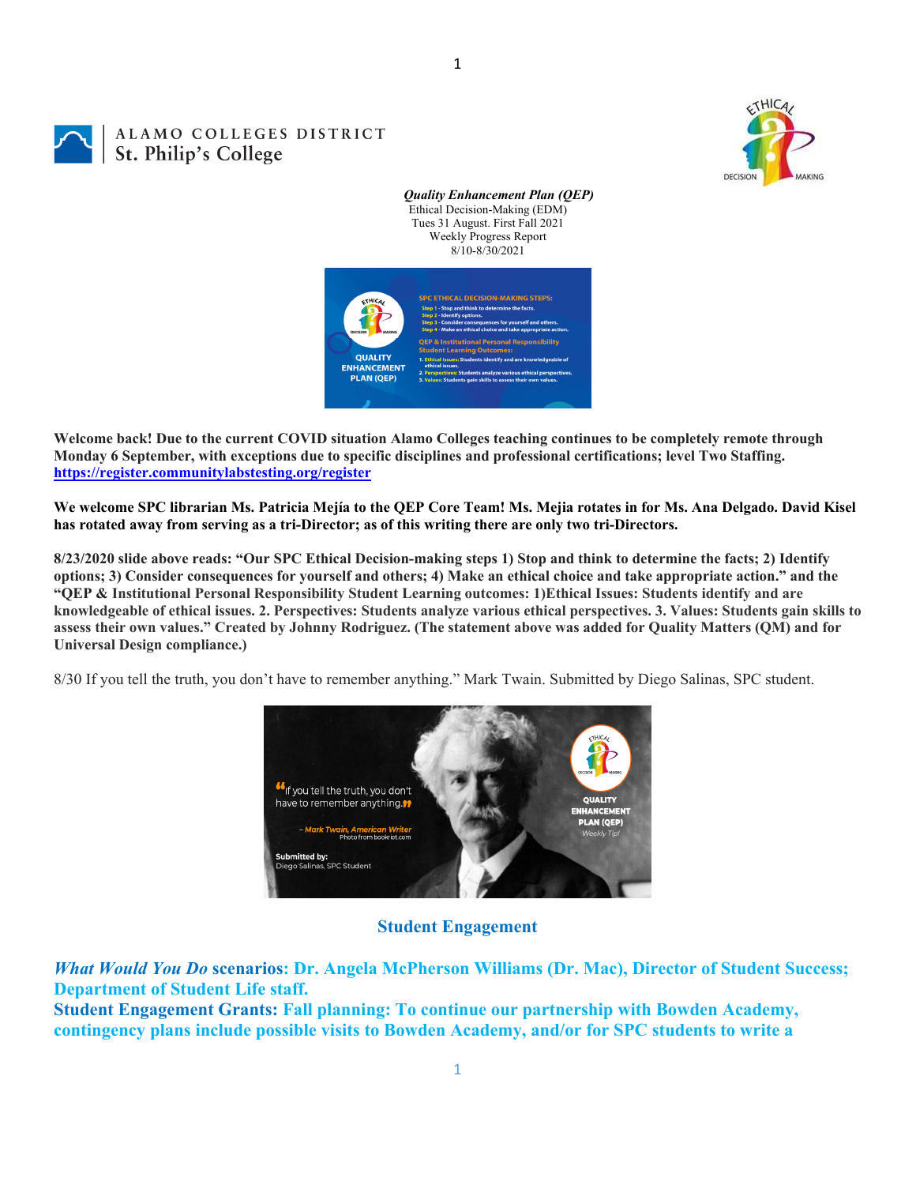ALAMO COLLEGES DISTRICT
St. Philip's College

***Quality Enhancement Plan (QEP)***
Ethical Decision-Making (EDM)
Tues 31 August. First Fall 2021
Weekly Progress Report
8/10-8/30/2021

**Welcome back! Due to the current COVID situation Alamo Colleges teaching continues to be completely remote through Monday 6 September, with exceptions due to specific disciplines and professional certifications; level Two Staffing. [https://register.communitylabstesting.org/register](https://register.communitylabstesting.org/register)**

**We welcome SPC librarian Ms. Patricia Mejía to the QEP Core Team! Ms. Mejia rotates in for Ms. Ana Delgado. David Kisel has rotated away from serving as a tri-Director; as of this writing there are only two tri-Directors.**

**8/23/2020 slide above reads: "Our SPC Ethical Decision-making steps 1) Stop and think to determine the facts; 2) Identify options; 3) Consider consequences for yourself and others; 4) Make an ethical choice and take appropriate action." and the "QEP & Institutional Personal Responsibility Student Learning outcomes: 1)Ethical Issues: Students identify and are knowledgeable of ethical issues. 2. Perspectives: Students analyze various ethical perspectives. 3. Values: Students gain skills to assess their own values." Created by Johnny Rodriguez. (The statement above was added for Quality Matters (QM) and for Universal Design compliance.)**

8/30 If you tell the truth, you don't have to remember anything." Mark Twain. Submitted by Diego Salinas, SPC student.

## Student Engagement

***What Would You Do* scenarios: Dr. Angela McPherson Williams (Dr. Mac), Director of Student Success; Department of Student Life staff.**
**Student Engagement Grants: Fall planning: To continue our partnership with Bowden Academy, contingency plans include possible visits to Bowden Academy, and/or for SPC students to write a**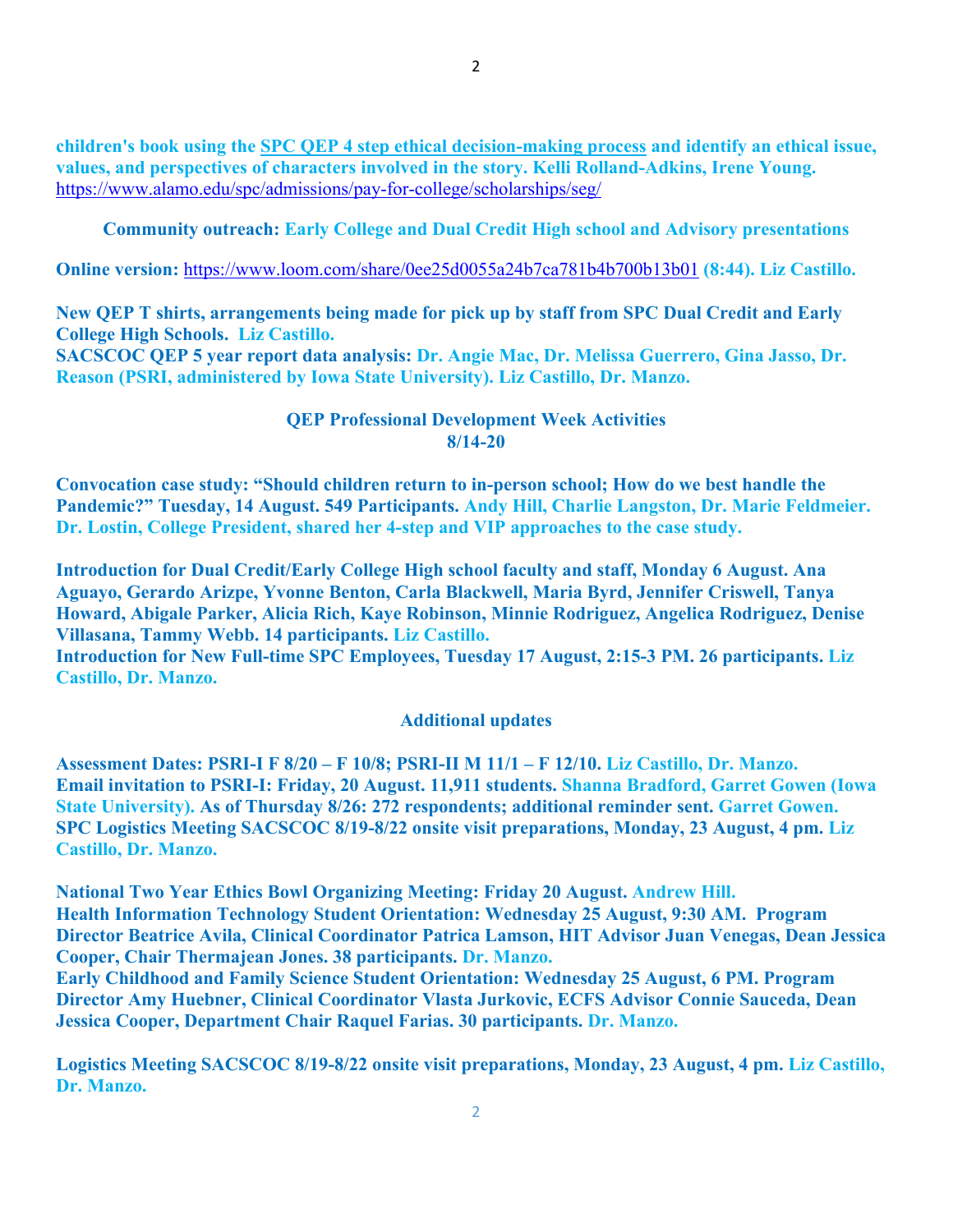**children's book using the SPC QEP 4 step ethical decision-making process and identify an ethical issue, values, and perspectives of characters involved in the story. Kelli Rolland-Adkins, Irene Young.**
https://www.alamo.edu/spc/admissions/pay-for-college/scholarships/seg/

**Community outreach: Early College and Dual Credit High school and Advisory presentations**

**Online version:** https://www.loom.com/share/0ee25d0055a24b7ca781b4b700b13b01 **(8:44). Liz Castillo.**

**New QEP T shirts, arrangements being made for pick up by staff from SPC Dual Credit and Early College High Schools. Liz Castillo.**
**SACSCOC QEP 5 year report data analysis: Dr. Angie Mac, Dr. Melissa Guerrero, Gina Jasso, Dr. Reason (PSRI, administered by Iowa State University). Liz Castillo, Dr. Manzo.**

## QEP Professional Development Week Activities
## 8/14-20

**Convocation case study: "Should children return to in-person school; How do we best handle the Pandemic?" Tuesday, 14 August. 549 Participants. Andy Hill, Charlie Langston, Dr. Marie Feldmeier. Dr. Lostin, College President, shared her 4-step and VIP approaches to the case study.**

**Introduction for Dual Credit/Early College High school faculty and staff, Monday 6 August. Ana Aguayo, Gerardo Arizpe, Yvonne Benton, Carla Blackwell, Maria Byrd, Jennifer Criswell, Tanya Howard, Abigale Parker, Alicia Rich, Kaye Robinson, Minnie Rodriguez, Angelica Rodriguez, Denise Villasana, Tammy Webb. 14 participants. Liz Castillo.**
**Introduction for New Full-time SPC Employees, Tuesday 17 August, 2:15-3 PM. 26 participants. Liz Castillo, Dr. Manzo.**

## Additional updates

**Assessment Dates: PSRI-I F 8/20 – F 10/8; PSRI-II M 11/1 – F 12/10. Liz Castillo, Dr. Manzo.**
**Email invitation to PSRI-I: Friday, 20 August. 11,911 students. Shanna Bradford, Garret Gowen (Iowa State University). As of Thursday 8/26: 272 respondents; additional reminder sent. Garret Gowen.**
**SPC Logistics Meeting SACSCOC 8/19-8/22 onsite visit preparations, Monday, 23 August, 4 pm. Liz Castillo, Dr. Manzo.**

**National Two Year Ethics Bowl Organizing Meeting: Friday 20 August. Andrew Hill.**
**Health Information Technology Student Orientation: Wednesday 25 August, 9:30 AM. Program Director Beatrice Avila, Clinical Coordinator Patrica Lamson, HIT Advisor Juan Venegas, Dean Jessica Cooper, Chair Thermajean Jones. 38 participants. Dr. Manzo.**
**Early Childhood and Family Science Student Orientation: Wednesday 25 August, 6 PM. Program Director Amy Huebner, Clinical Coordinator Vlasta Jurkovic, ECFS Advisor Connie Sauceda, Dean Jessica Cooper, Department Chair Raquel Farias. 30 participants. Dr. Manzo.**

**Logistics Meeting SACSCOC 8/19-8/22 onsite visit preparations, Monday, 23 August, 4 pm. Liz Castillo, Dr. Manzo.**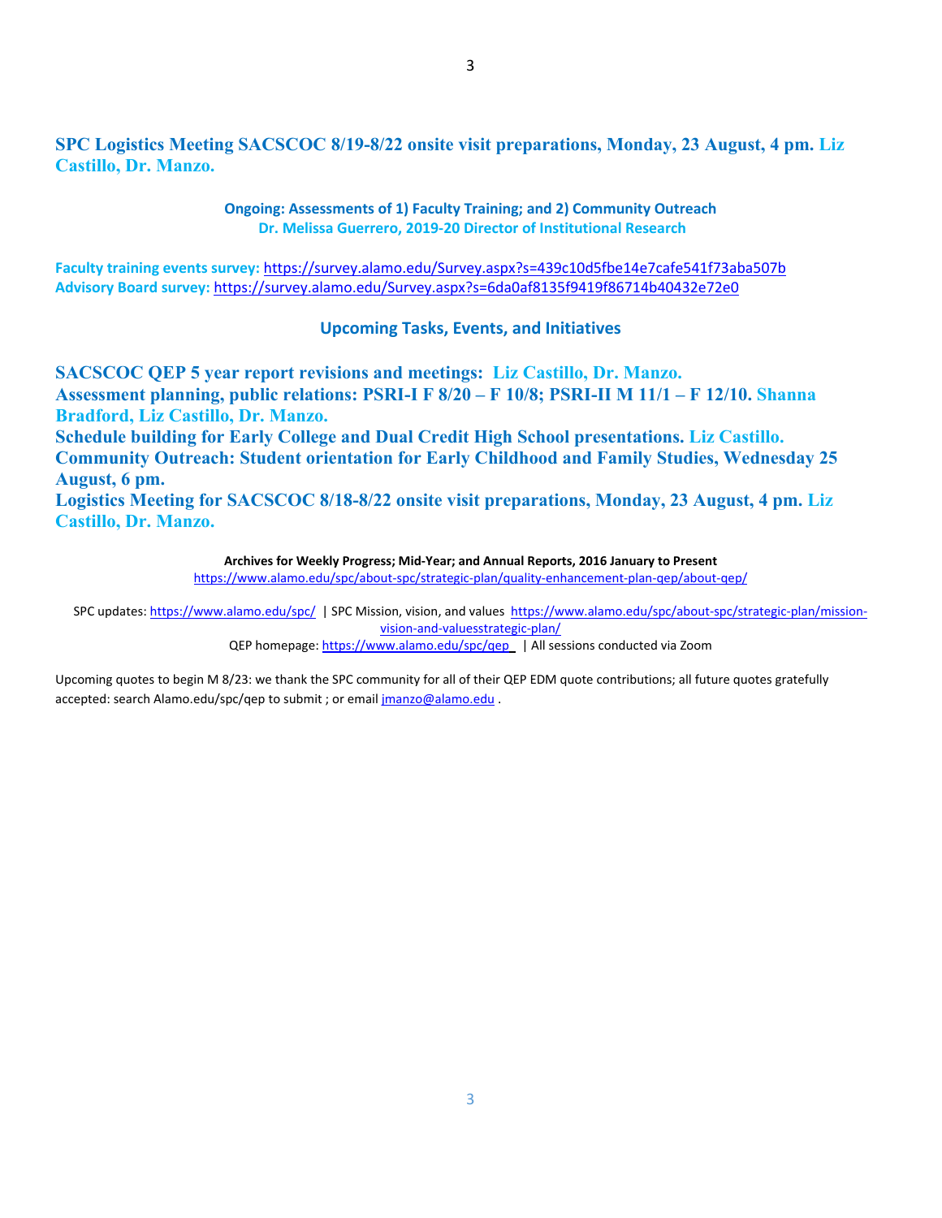**SPC Logistics Meeting SACSCOC 8/19-8/22 onsite visit preparations, Monday, 23 August, 4 pm. Liz Castillo, Dr. Manzo.**

**Ongoing: Assessments of 1) Faculty Training; and 2) Community Outreach**
**Dr. Melissa Guerrero, 2019-20 Director of Institutional Research**

**Faculty training events survey:** https://survey.alamo.edu/Survey.aspx?s=439c10d5fbe14e7cafe541f73aba507b
**Advisory Board survey:** https://survey.alamo.edu/Survey.aspx?s=6da0af8135f9419f86714b40432e72e0

## Upcoming Tasks, Events, and Initiatives

**SACSCOC QEP 5 year report revisions and meetings: Liz Castillo, Dr. Manzo.**
**Assessment planning, public relations: PSRI-I F 8/20 – F 10/8; PSRI-II M 11/1 – F 12/10. Shanna Bradford, Liz Castillo, Dr. Manzo.**
**Schedule building for Early College and Dual Credit High School presentations. Liz Castillo.**
**Community Outreach: Student orientation for Early Childhood and Family Studies, Wednesday 25 August, 6 pm.**
**Logistics Meeting for SACSCOC 8/18-8/22 onsite visit preparations, Monday, 23 August, 4 pm. Liz Castillo, Dr. Manzo.**

**Archives for Weekly Progress; Mid-Year; and Annual Reports, 2016 January to Present**
https://www.alamo.edu/spc/about-spc/strategic-plan/quality-enhancement-plan-qep/about-qep/

SPC updates: https://www.alamo.edu/spc/ | SPC Mission, vision, and values https://www.alamo.edu/spc/about-spc/strategic-plan/mission-vision-and-valuesstrategic-plan/
QEP homepage: https://www.alamo.edu/spc/qep | All sessions conducted via Zoom

Upcoming quotes to begin M 8/23: we thank the SPC community for all of their QEP EDM quote contributions; all future quotes gratefully accepted: search Alamo.edu/spc/qep to submit ; or email jmanzo@alamo.edu .